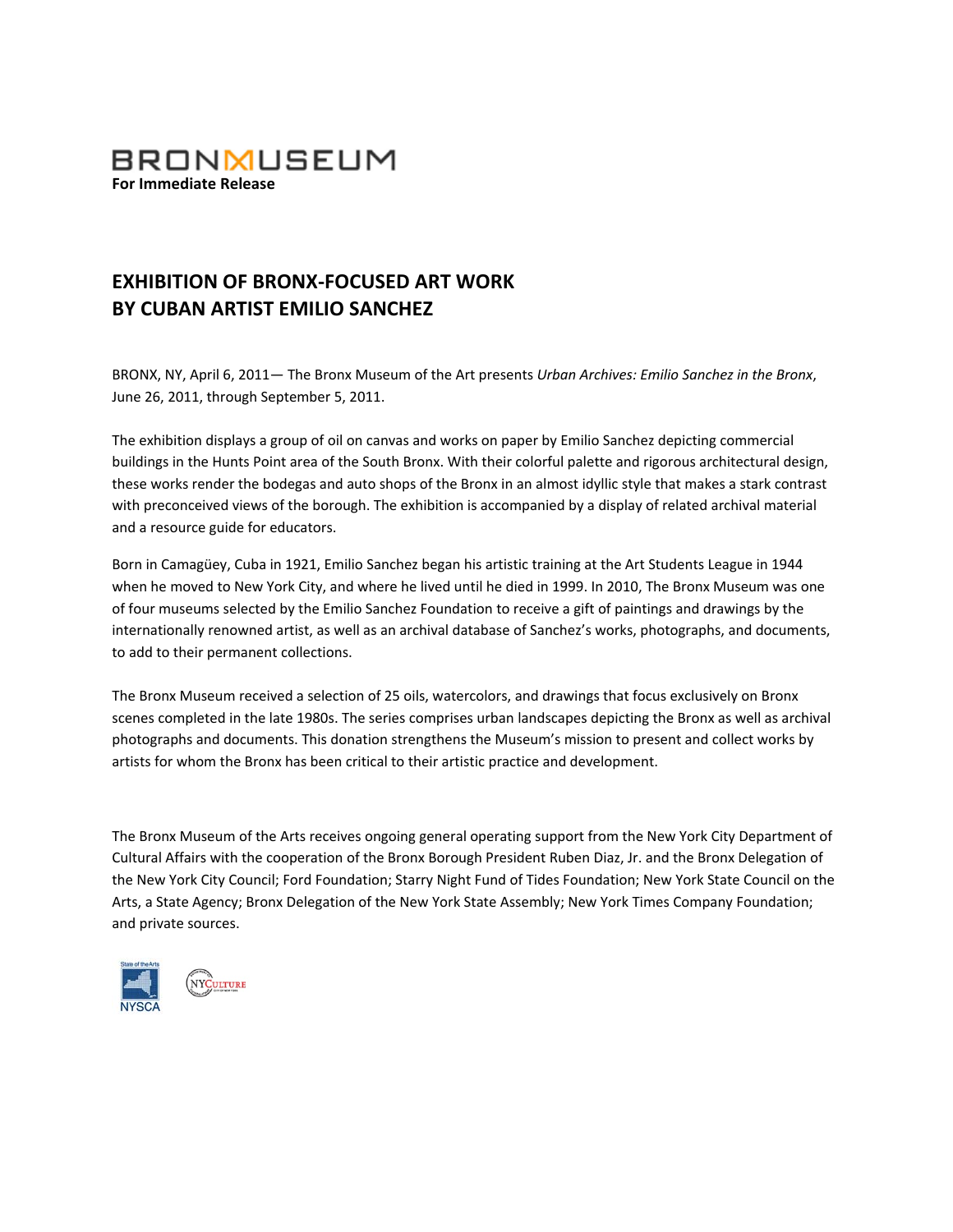BRONXMUSEUM

**For Immediate Release**

# EXHIBITION OF BRONX-FOCUSED ART WORK BY CUBAN ARTIST EMILIO SANCHEZ

BRONX, NY, April 6, 2011— The Bronx Museum of the Art presents *Urban Archives: Emilio Sanchez in the Bronx*, June 26, 2011, through September 5, 2011.

The exhibition displays a group of oil on canvas and works on paper by Emilio Sanchez depicting commercial buildings in the Hunts Point area of the South Bronx. With their colorful palette and rigorous architectural design, these works render the bodegas and auto shops of the Bronx in an almost idyllic style that makes a stark contrast with preconceived views of the borough. The exhibition is accompanied by a display of related archival material and a resource guide for educators.

Born in Camagüey, Cuba in 1921, Emilio Sanchez began his artistic training at the Art Students League in 1944 when he moved to New York City, and where he lived until he died in 1999. In 2010, The Bronx Museum was one of four museums selected by the Emilio Sanchez Foundation to receive a gift of paintings and drawings by the internationally renowned artist, as well as an archival database of Sanchez's works, photographs, and documents, to add to their permanent collections.

The Bronx Museum received a selection of 25 oils, watercolors, and drawings that focus exclusively on Bronx scenes completed in the late 1980s. The series comprises urban landscapes depicting the Bronx as well as archival photographs and documents. This donation strengthens the Museum's mission to present and collect works by artists for whom the Bronx has been critical to their artistic practice and development.

The Bronx Museum of the Arts receives ongoing general operating support from the New York City Department of Cultural Affairs with the cooperation of the Bronx Borough President Ruben Diaz, Jr. and the Bronx Delegation of the New York City Council; Ford Foundation; Starry Night Fund of Tides Foundation; New York State Council on the Arts, a State Agency; Bronx Delegation of the New York State Assembly; New York Times Company Foundation; and private sources.

State of the Arts NYSCA

NYCULTURE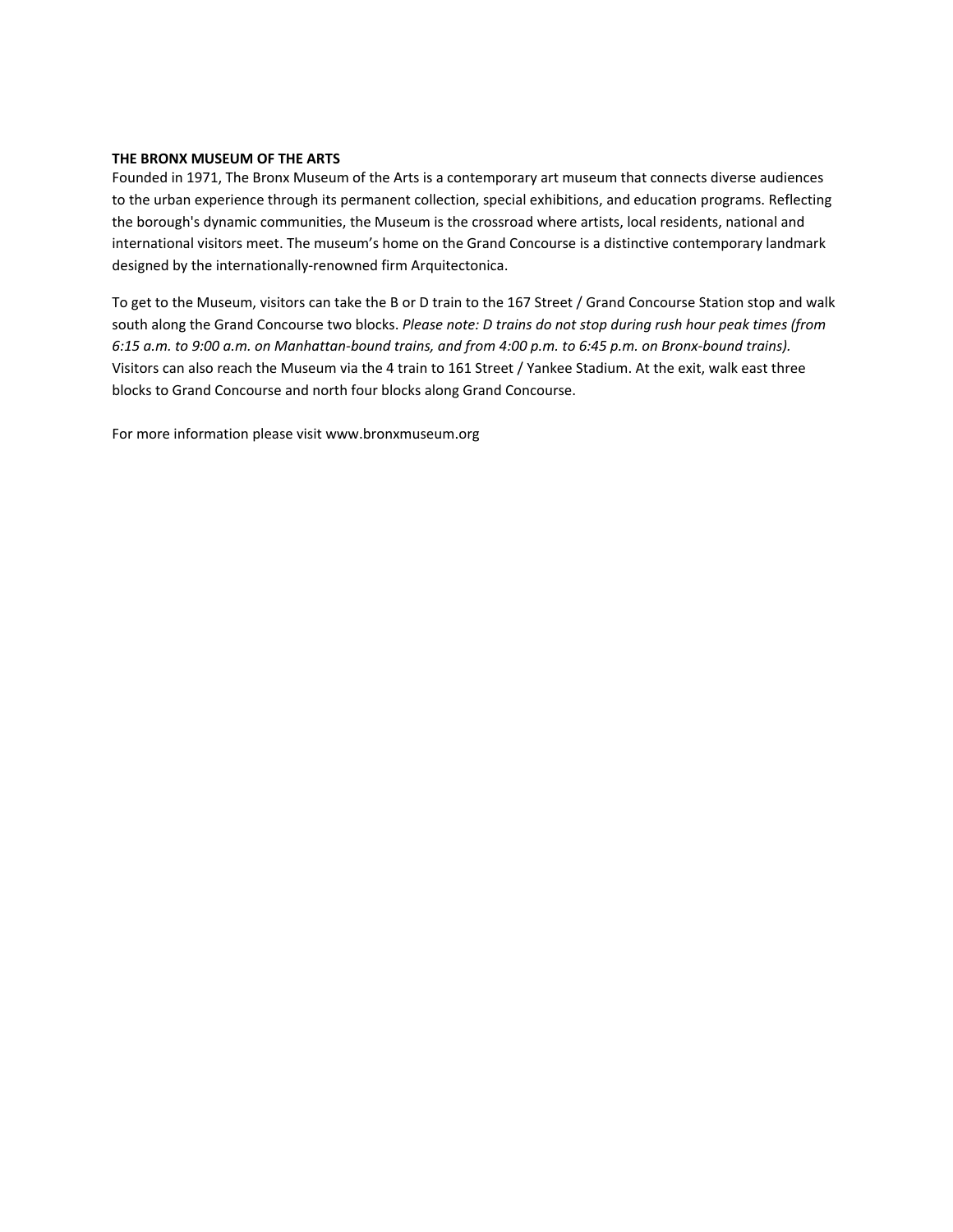**THE BRONX MUSEUM OF THE ARTS**
Founded in 1971, The Bronx Museum of the Arts is a contemporary art museum that connects diverse audiences to the urban experience through its permanent collection, special exhibitions, and education programs. Reflecting the borough's dynamic communities, the Museum is the crossroad where artists, local residents, national and international visitors meet. The museum's home on the Grand Concourse is a distinctive contemporary landmark designed by the internationally-renowned firm Arquitectonica.

To get to the Museum, visitors can take the B or D train to the 167 Street / Grand Concourse Station stop and walk south along the Grand Concourse two blocks. *Please note: D trains do not stop during rush hour peak times (from 6:15 a.m. to 9:00 a.m. on Manhattan-bound trains, and from 4:00 p.m. to 6:45 p.m. on Bronx-bound trains).* Visitors can also reach the Museum via the 4 train to 161 Street / Yankee Stadium. At the exit, walk east three blocks to Grand Concourse and north four blocks along Grand Concourse.

For more information please visit www.bronxmuseum.org